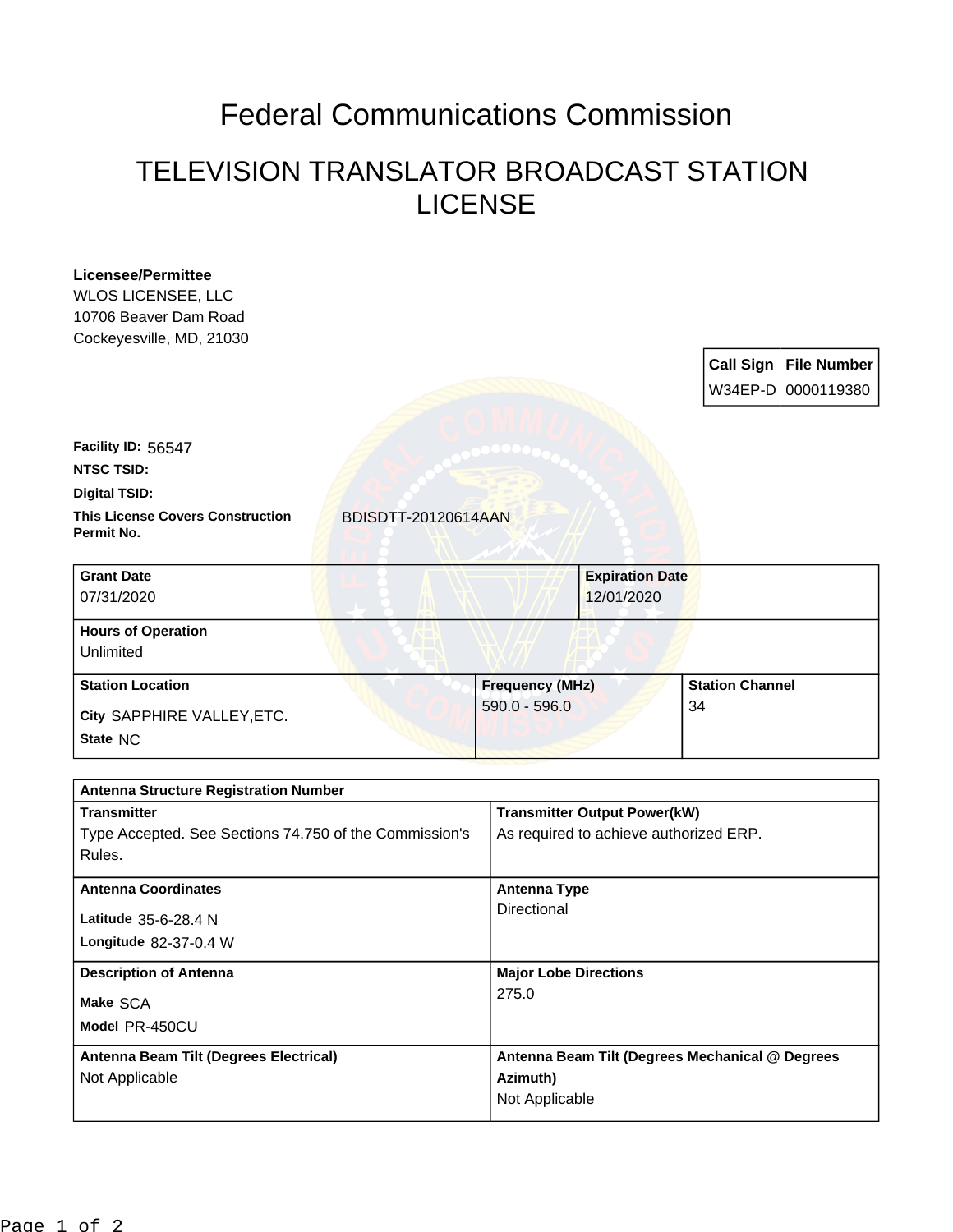# Federal Communications Commission

## TELEVISION TRANSLATOR BROADCAST STATION LICENSE

**Licensee/Permittee**
WLOS LICENSEE, LLC
10706 Beaver Dam Road
Cockeyesville, MD, 21030

| Call Sign | File Number |
|---|---|
| W34EP-D | 0000119380 |

**Facility ID:** 56547

**NTSC TSID:**

**Digital TSID:**

**This License Covers Construction Permit No.** BDISDTT-20120614AAN

| Grant Date | | Expiration Date |
|---|---|---|
| 07/31/2020 | | 12/01/2020 |
| **Hours of Operation** | | |
| Unlimited | | |
| **Station Location** | **Frequency (MHz)** | **Station Channel** |
| **City** SAPPHIRE VALLEY,ETC.<br>**State** NC | 590.0 - 596.0 | 34 |

| Antenna Structure Registration Number | |
|---|---|
| **Transmitter** | **Transmitter Output Power(kW)** |
| Type Accepted. See Sections 74.750 of the Commission's Rules. | As required to achieve authorized ERP. |
| **Antenna Coordinates** | **Antenna Type** |
| **Latitude** 35-6-28.4 N<br>**Longitude** 82-37-0.4 W | Directional |
| **Description of Antenna** | **Major Lobe Directions** |
| **Make** SCA<br>**Model** PR-450CU | 275.0 |
| **Antenna Beam Tilt (Degrees Electrical)** | **Antenna Beam Tilt (Degrees Mechanical @ Degrees Azimuth)** |
| Not Applicable | Not Applicable |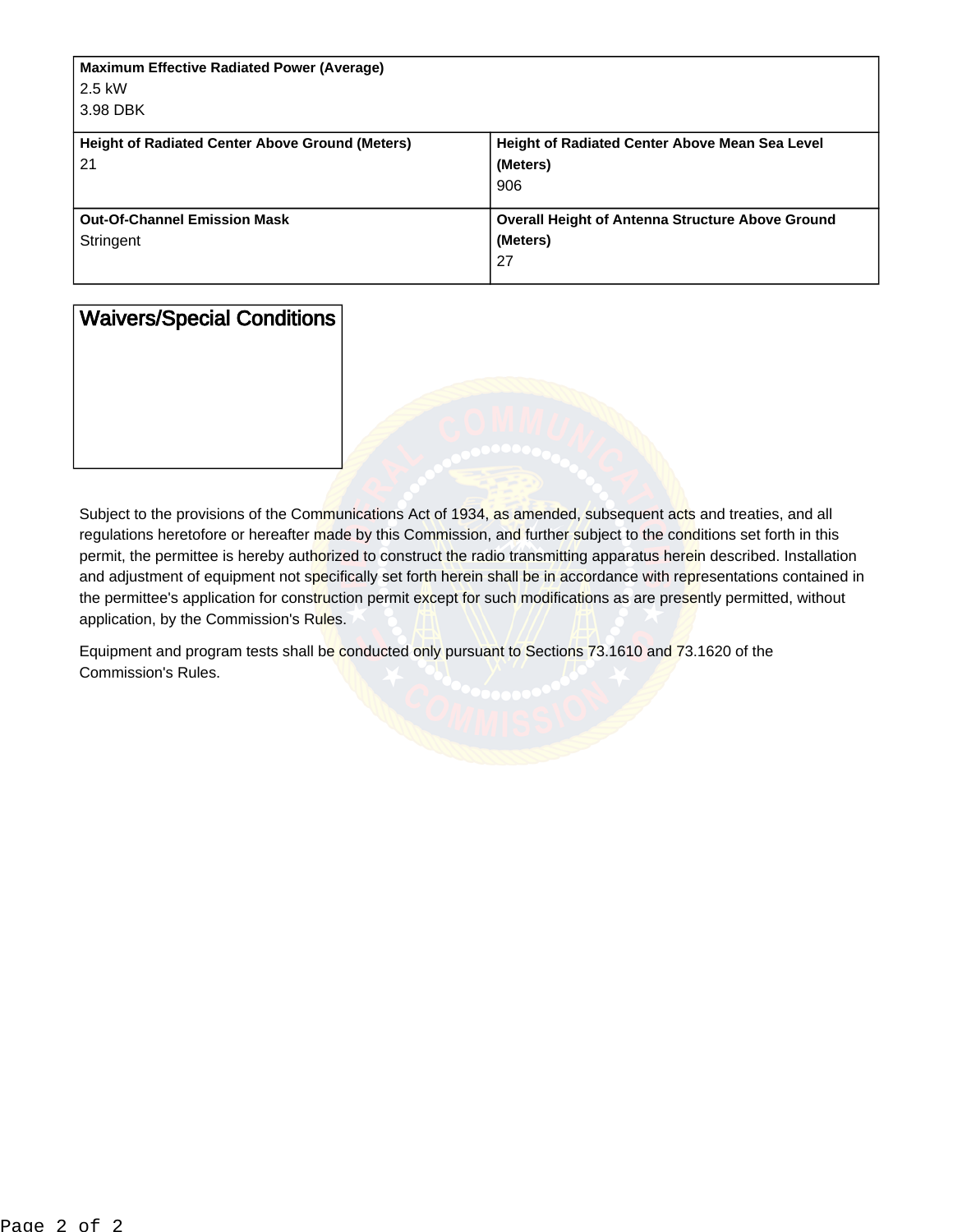| | |
|---|---|
| **Maximum Effective Radiated Power (Average)**<br>2.5 kW<br>3.98 DBK | |
| **Height of Radiated Center Above Ground (Meters)**<br>21 | **Height of Radiated Center Above Mean Sea Level (Meters)**<br>906 |
| **Out-Of-Channel Emission Mask**<br>Stringent | **Overall Height of Antenna Structure Above Ground (Meters)**<br>27 |

## Waivers/Special Conditions

Subject to the provisions of the Communications Act of 1934, as amended, subsequent acts and treaties, and all regulations heretofore or hereafter made by this Commission, and further subject to the conditions set forth in this permit, the permittee is hereby authorized to construct the radio transmitting apparatus herein described. Installation and adjustment of equipment not specifically set forth herein shall be in accordance with representations contained in the permittee's application for construction permit except for such modifications as are presently permitted, without application, by the Commission's Rules.

Equipment and program tests shall be conducted only pursuant to Sections 73.1610 and 73.1620 of the Commission's Rules.